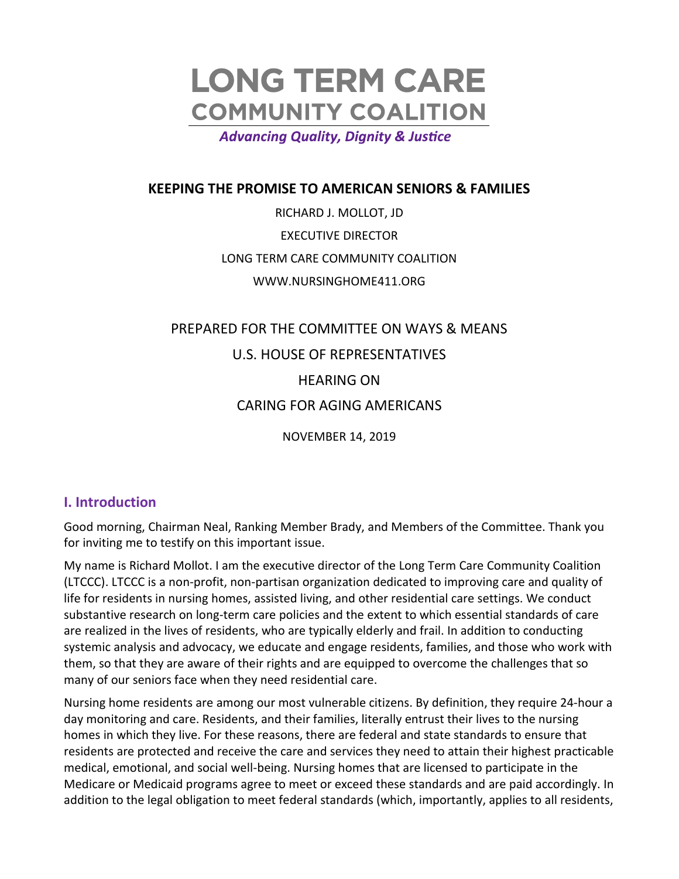# LONG TERM CARE
## COMMUNITY COALITION

*Advancing Quality, Dignity & Justice*

**KEEPING THE PROMISE TO AMERICAN SENIORS & FAMILIES**

RICHARD J. MOLLOT, JD

EXECUTIVE DIRECTOR

LONG TERM CARE COMMUNITY COALITION

WWW.NURSINGHOME411.ORG

PREPARED FOR THE COMMITTEE ON WAYS & MEANS

U.S. HOUSE OF REPRESENTATIVES

HEARING ON

CARING FOR AGING AMERICANS

NOVEMBER 14, 2019

## I. Introduction

Good morning, Chairman Neal, Ranking Member Brady, and Members of the Committee. Thank you for inviting me to testify on this important issue.

My name is Richard Mollot. I am the executive director of the Long Term Care Community Coalition (LTCCC). LTCCC is a non-profit, non-partisan organization dedicated to improving care and quality of life for residents in nursing homes, assisted living, and other residential care settings. We conduct substantive research on long-term care policies and the extent to which essential standards of care are realized in the lives of residents, who are typically elderly and frail. In addition to conducting systemic analysis and advocacy, we educate and engage residents, families, and those who work with them, so that they are aware of their rights and are equipped to overcome the challenges that so many of our seniors face when they need residential care.

Nursing home residents are among our most vulnerable citizens. By definition, they require 24-hour a day monitoring and care. Residents, and their families, literally entrust their lives to the nursing homes in which they live. For these reasons, there are federal and state standards to ensure that residents are protected and receive the care and services they need to attain their highest practicable medical, emotional, and social well-being. Nursing homes that are licensed to participate in the Medicare or Medicaid programs agree to meet or exceed these standards and are paid accordingly. In addition to the legal obligation to meet federal standards (which, importantly, applies to all residents,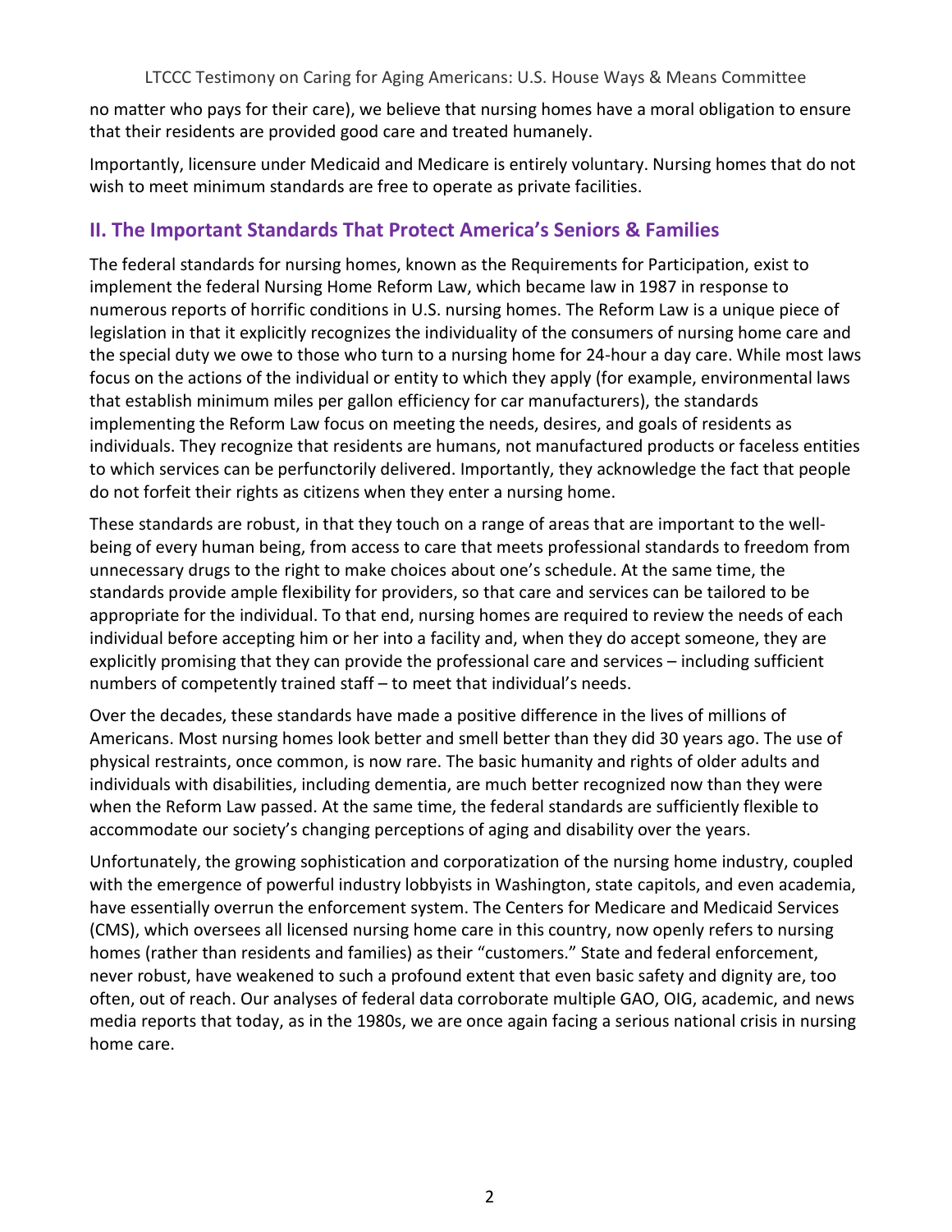no matter who pays for their care), we believe that nursing homes have a moral obligation to ensure that their residents are provided good care and treated humanely.

Importantly, licensure under Medicaid and Medicare is entirely voluntary. Nursing homes that do not wish to meet minimum standards are free to operate as private facilities.

## II. The Important Standards That Protect America's Seniors & Families

The federal standards for nursing homes, known as the Requirements for Participation, exist to implement the federal Nursing Home Reform Law, which became law in 1987 in response to numerous reports of horrific conditions in U.S. nursing homes. The Reform Law is a unique piece of legislation in that it explicitly recognizes the individuality of the consumers of nursing home care and the special duty we owe to those who turn to a nursing home for 24-hour a day care. While most laws focus on the actions of the individual or entity to which they apply (for example, environmental laws that establish minimum miles per gallon efficiency for car manufacturers), the standards implementing the Reform Law focus on meeting the needs, desires, and goals of residents as individuals. They recognize that residents are humans, not manufactured products or faceless entities to which services can be perfunctorily delivered. Importantly, they acknowledge the fact that people do not forfeit their rights as citizens when they enter a nursing home.

These standards are robust, in that they touch on a range of areas that are important to the well-being of every human being, from access to care that meets professional standards to freedom from unnecessary drugs to the right to make choices about one's schedule. At the same time, the standards provide ample flexibility for providers, so that care and services can be tailored to be appropriate for the individual. To that end, nursing homes are required to review the needs of each individual before accepting him or her into a facility and, when they do accept someone, they are explicitly promising that they can provide the professional care and services – including sufficient numbers of competently trained staff – to meet that individual's needs.

Over the decades, these standards have made a positive difference in the lives of millions of Americans. Most nursing homes look better and smell better than they did 30 years ago. The use of physical restraints, once common, is now rare. The basic humanity and rights of older adults and individuals with disabilities, including dementia, are much better recognized now than they were when the Reform Law passed. At the same time, the federal standards are sufficiently flexible to accommodate our society's changing perceptions of aging and disability over the years.

Unfortunately, the growing sophistication and corporatization of the nursing home industry, coupled with the emergence of powerful industry lobbyists in Washington, state capitols, and even academia, have essentially overrun the enforcement system. The Centers for Medicare and Medicaid Services (CMS), which oversees all licensed nursing home care in this country, now openly refers to nursing homes (rather than residents and families) as their "customers." State and federal enforcement, never robust, have weakened to such a profound extent that even basic safety and dignity are, too often, out of reach. Our analyses of federal data corroborate multiple GAO, OIG, academic, and news media reports that today, as in the 1980s, we are once again facing a serious national crisis in nursing home care.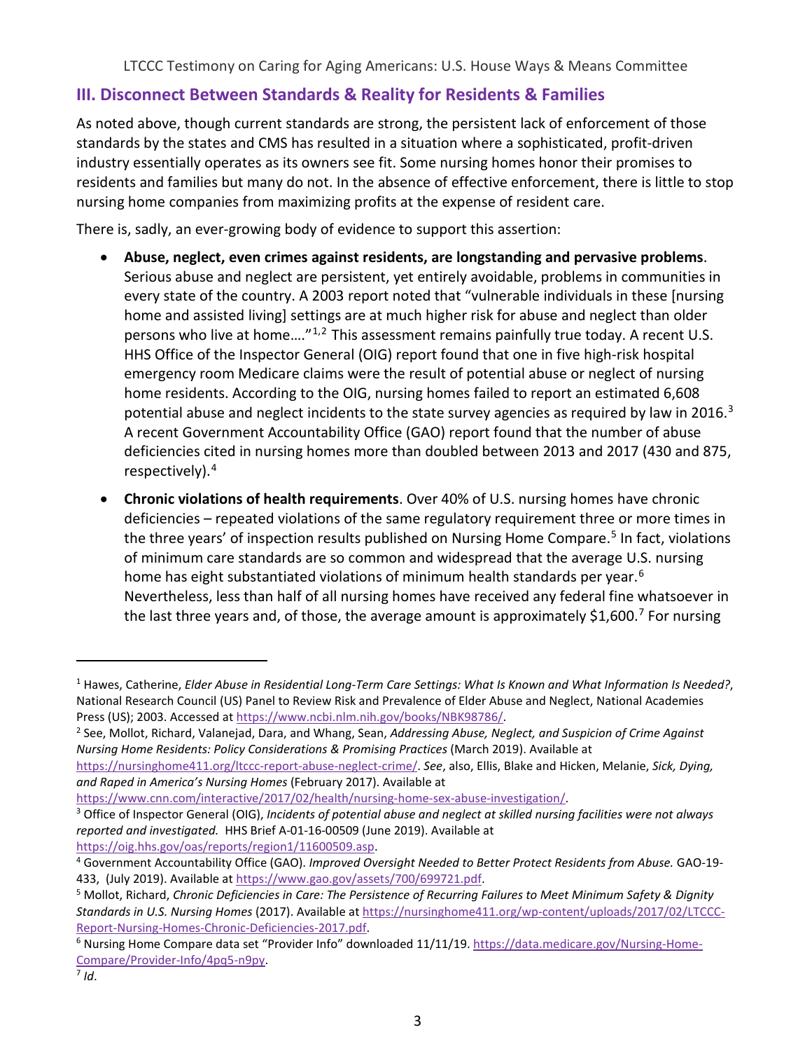## III. Disconnect Between Standards & Reality for Residents & Families

As noted above, though current standards are strong, the persistent lack of enforcement of those standards by the states and CMS has resulted in a situation where a sophisticated, profit-driven industry essentially operates as its owners see fit. Some nursing homes honor their promises to residents and families but many do not. In the absence of effective enforcement, there is little to stop nursing home companies from maximizing profits at the expense of resident care.

There is, sadly, an ever-growing body of evidence to support this assertion:

- **Abuse, neglect, even crimes against residents, are longstanding and pervasive problems**. Serious abuse and neglect are persistent, yet entirely avoidable, problems in communities in every state of the country. A 2003 report noted that "vulnerable individuals in these [nursing home and assisted living] settings are at much higher risk for abuse and neglect than older persons who live at home…."[1,2] This assessment remains painfully true today. A recent U.S. HHS Office of the Inspector General (OIG) report found that one in five high-risk hospital emergency room Medicare claims were the result of potential abuse or neglect of nursing home residents. According to the OIG, nursing homes failed to report an estimated 6,608 potential abuse and neglect incidents to the state survey agencies as required by law in 2016.[3] A recent Government Accountability Office (GAO) report found that the number of abuse deficiencies cited in nursing homes more than doubled between 2013 and 2017 (430 and 875, respectively).[4]
- **Chronic violations of health requirements**. Over 40% of U.S. nursing homes have chronic deficiencies – repeated violations of the same regulatory requirement three or more times in the three years' of inspection results published on Nursing Home Compare.[5] In fact, violations of minimum care standards are so common and widespread that the average U.S. nursing home has eight substantiated violations of minimum health standards per year.[6] Nevertheless, less than half of all nursing homes have received any federal fine whatsoever in the last three years and, of those, the average amount is approximately $1,600.[7] For nursing

---

[1] Hawes, Catherine, *Elder Abuse in Residential Long-Term Care Settings: What Is Known and What Information Is Needed?*, National Research Council (US) Panel to Review Risk and Prevalence of Elder Abuse and Neglect, National Academies Press (US); 2003. Accessed at https://www.ncbi.nlm.nih.gov/books/NBK98786/.

[2] See, Mollot, Richard, Valanejad, Dara, and Whang, Sean, *Addressing Abuse, Neglect, and Suspicion of Crime Against Nursing Home Residents: Policy Considerations & Promising Practices* (March 2019). Available at https://nursinghome411.org/ltccc-report-abuse-neglect-crime/. *See*, also, Ellis, Blake and Hicken, Melanie, *Sick, Dying, and Raped in America's Nursing Homes* (February 2017). Available at https://www.cnn.com/interactive/2017/02/health/nursing-home-sex-abuse-investigation/.

[3] Office of Inspector General (OIG), *Incidents of potential abuse and neglect at skilled nursing facilities were not always reported and investigated.* HHS Brief A-01-16-00509 (June 2019). Available at https://oig.hhs.gov/oas/reports/region1/11600509.asp.

[4] Government Accountability Office (GAO). *Improved Oversight Needed to Better Protect Residents from Abuse.* GAO-19-433, (July 2019). Available at https://www.gao.gov/assets/700/699721.pdf.

[5] Mollot, Richard, *Chronic Deficiencies in Care: The Persistence of Recurring Failures to Meet Minimum Safety & Dignity Standards in U.S. Nursing Homes* (2017). Available at https://nursinghome411.org/wp-content/uploads/2017/02/LTCCC-Report-Nursing-Homes-Chronic-Deficiencies-2017.pdf.

[6] Nursing Home Compare data set "Provider Info" downloaded 11/11/19. https://data.medicare.gov/Nursing-Home-Compare/Provider-Info/4pq5-n9py.

[7] *Id*.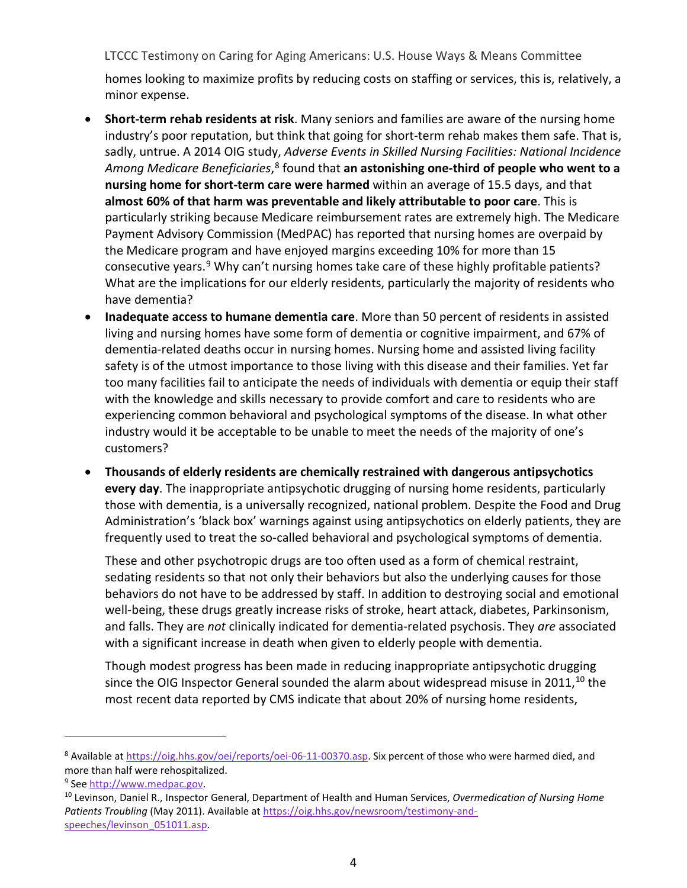homes looking to maximize profits by reducing costs on staffing or services, this is, relatively, a minor expense.

- **Short-term rehab residents at risk**. Many seniors and families are aware of the nursing home industry's poor reputation, but think that going for short-term rehab makes them safe. That is, sadly, untrue. A 2014 OIG study, *Adverse Events in Skilled Nursing Facilities: National Incidence Among Medicare Beneficiaries*,[8] found that **an astonishing one-third of people who went to a nursing home for short-term care were harmed** within an average of 15.5 days, and that **almost 60% of that harm was preventable and likely attributable to poor care**. This is particularly striking because Medicare reimbursement rates are extremely high. The Medicare Payment Advisory Commission (MedPAC) has reported that nursing homes are overpaid by the Medicare program and have enjoyed margins exceeding 10% for more than 15 consecutive years.[9] Why can't nursing homes take care of these highly profitable patients? What are the implications for our elderly residents, particularly the majority of residents who have dementia?
- **Inadequate access to humane dementia care**. More than 50 percent of residents in assisted living and nursing homes have some form of dementia or cognitive impairment, and 67% of dementia-related deaths occur in nursing homes. Nursing home and assisted living facility safety is of the utmost importance to those living with this disease and their families. Yet far too many facilities fail to anticipate the needs of individuals with dementia or equip their staff with the knowledge and skills necessary to provide comfort and care to residents who are experiencing common behavioral and psychological symptoms of the disease. In what other industry would it be acceptable to be unable to meet the needs of the majority of one's customers?
- **Thousands of elderly residents are chemically restrained with dangerous antipsychotics every day**. The inappropriate antipsychotic drugging of nursing home residents, particularly those with dementia, is a universally recognized, national problem. Despite the Food and Drug Administration's 'black box' warnings against using antipsychotics on elderly patients, they are frequently used to treat the so-called behavioral and psychological symptoms of dementia.

  These and other psychotropic drugs are too often used as a form of chemical restraint, sedating residents so that not only their behaviors but also the underlying causes for those behaviors do not have to be addressed by staff. In addition to destroying social and emotional well-being, these drugs greatly increase risks of stroke, heart attack, diabetes, Parkinsonism, and falls. They are *not* clinically indicated for dementia-related psychosis. They *are* associated with a significant increase in death when given to elderly people with dementia.

  Though modest progress has been made in reducing inappropriate antipsychotic drugging since the OIG Inspector General sounded the alarm about widespread misuse in 2011,[10] the most recent data reported by CMS indicate that about 20% of nursing home residents,

---

[8] Available at https://oig.hhs.gov/oei/reports/oei-06-11-00370.asp. Six percent of those who were harmed died, and more than half were rehospitalized.

[9] See http://www.medpac.gov.

[10] Levinson, Daniel R., Inspector General, Department of Health and Human Services, *Overmedication of Nursing Home Patients Troubling* (May 2011). Available at https://oig.hhs.gov/newsroom/testimony-and-speeches/levinson_051011.asp.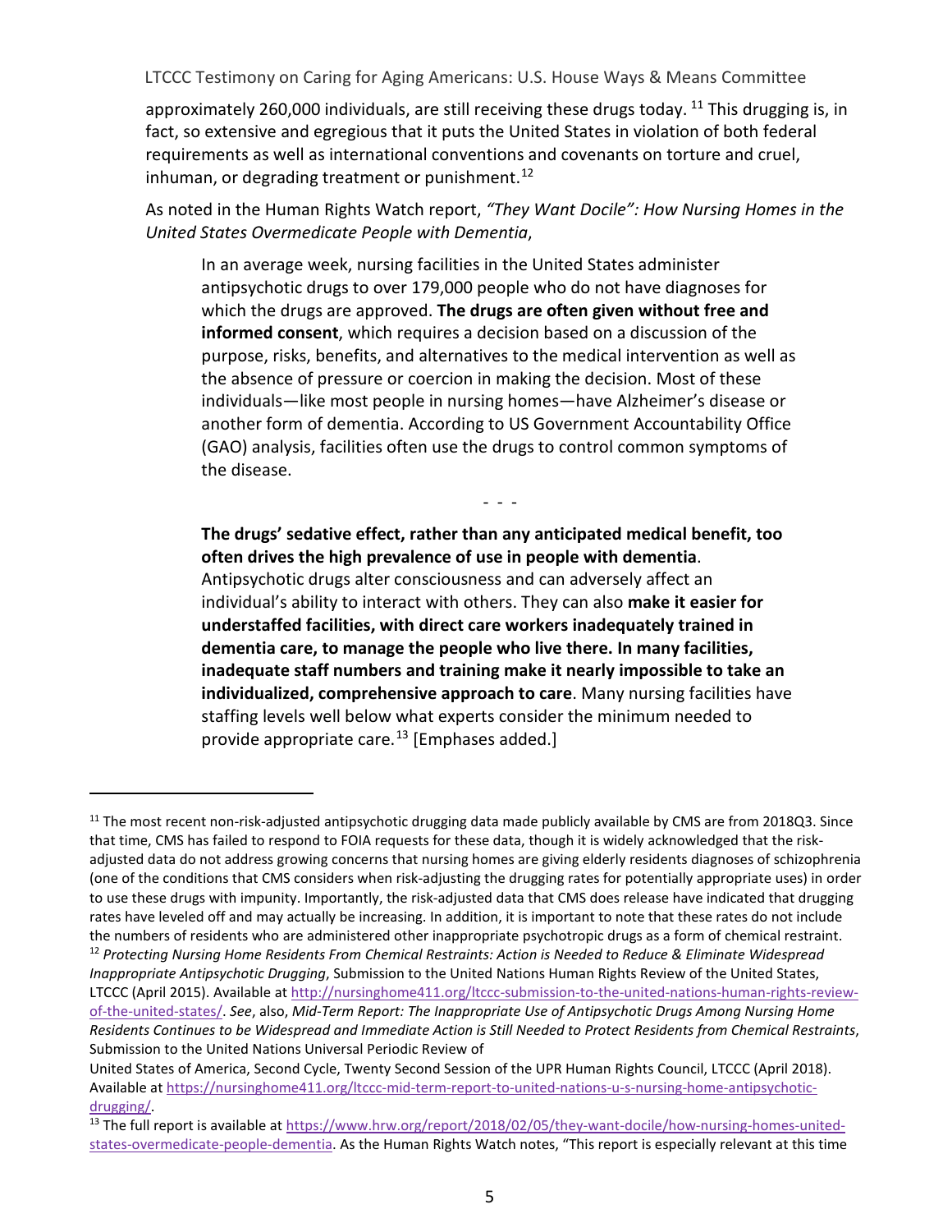approximately 260,000 individuals, are still receiving these drugs today.[11] This drugging is, in fact, so extensive and egregious that it puts the United States in violation of both federal requirements as well as international conventions and covenants on torture and cruel, inhuman, or degrading treatment or punishment.[12]

As noted in the Human Rights Watch report, *"They Want Docile": How Nursing Homes in the United States Overmedicate People with Dementia*,

> In an average week, nursing facilities in the United States administer antipsychotic drugs to over 179,000 people who do not have diagnoses for which the drugs are approved. **The drugs are often given without free and informed consent**, which requires a decision based on a discussion of the purpose, risks, benefits, and alternatives to the medical intervention as well as the absence of pressure or coercion in making the decision. Most of these individuals—like most people in nursing homes—have Alzheimer's disease or another form of dementia. According to US Government Accountability Office (GAO) analysis, facilities often use the drugs to control common symptoms of the disease.
>
> \- - -
>
> **The drugs' sedative effect, rather than any anticipated medical benefit, too often drives the high prevalence of use in people with dementia**. Antipsychotic drugs alter consciousness and can adversely affect an individual's ability to interact with others. They can also **make it easier for understaffed facilities, with direct care workers inadequately trained in dementia care, to manage the people who live there. In many facilities, inadequate staff numbers and training make it nearly impossible to take an individualized, comprehensive approach to care**. Many nursing facilities have staffing levels well below what experts consider the minimum needed to provide appropriate care.[13] [Emphases added.]

---

[11] The most recent non-risk-adjusted antipsychotic drugging data made publicly available by CMS are from 2018Q3. Since that time, CMS has failed to respond to FOIA requests for these data, though it is widely acknowledged that the risk-adjusted data do not address growing concerns that nursing homes are giving elderly residents diagnoses of schizophrenia (one of the conditions that CMS considers when risk-adjusting the drugging rates for potentially appropriate uses) in order to use these drugs with impunity. Importantly, the risk-adjusted data that CMS does release have indicated that drugging rates have leveled off and may actually be increasing. In addition, it is important to note that these rates do not include the numbers of residents who are administered other inappropriate psychotropic drugs as a form of chemical restraint.

[12] *Protecting Nursing Home Residents From Chemical Restraints: Action is Needed to Reduce & Eliminate Widespread Inappropriate Antipsychotic Drugging*, Submission to the United Nations Human Rights Review of the United States, LTCCC (April 2015). Available at http://nursinghome411.org/ltccc-submission-to-the-united-nations-human-rights-review-of-the-united-states/. *See*, also, *Mid-Term Report: The Inappropriate Use of Antipsychotic Drugs Among Nursing Home Residents Continues to be Widespread and Immediate Action is Still Needed to Protect Residents from Chemical Restraints*, Submission to the United Nations Universal Periodic Review of United States of America, Second Cycle, Twenty Second Session of the UPR Human Rights Council, LTCCC (April 2018). Available at https://nursinghome411.org/ltccc-mid-term-report-to-united-nations-u-s-nursing-home-antipsychotic-drugging/.

[13] The full report is available at https://www.hrw.org/report/2018/02/05/they-want-docile/how-nursing-homes-united-states-overmedicate-people-dementia. As the Human Rights Watch notes, "This report is especially relevant at this time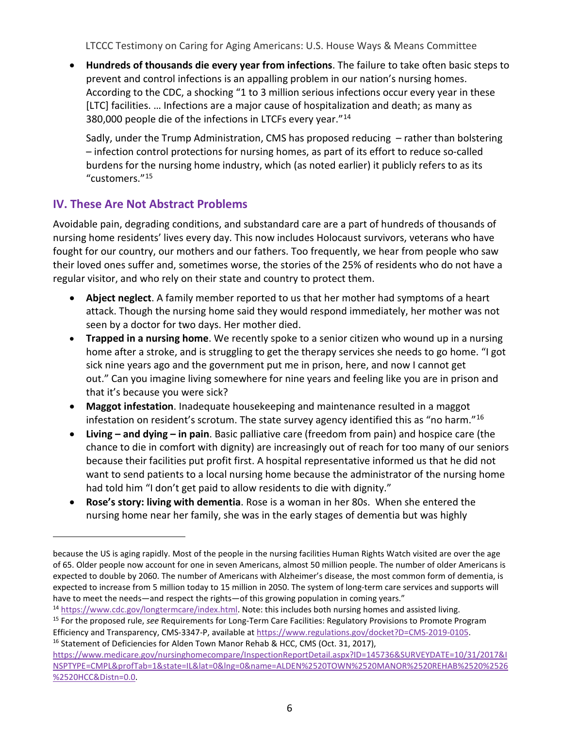- **Hundreds of thousands die every year from infections**. The failure to take often basic steps to prevent and control infections is an appalling problem in our nation's nursing homes. According to the CDC, a shocking "1 to 3 million serious infections occur every year in these [LTC] facilities. … Infections are a major cause of hospitalization and death; as many as 380,000 people die of the infections in LTCFs every year."[14]

  Sadly, under the Trump Administration, CMS has proposed reducing – rather than bolstering – infection control protections for nursing homes, as part of its effort to reduce so-called burdens for the nursing home industry, which (as noted earlier) it publicly refers to as its "customers."[15]

## IV. These Are Not Abstract Problems

Avoidable pain, degrading conditions, and substandard care are a part of hundreds of thousands of nursing home residents' lives every day. This now includes Holocaust survivors, veterans who have fought for our country, our mothers and our fathers. Too frequently, we hear from people who saw their loved ones suffer and, sometimes worse, the stories of the 25% of residents who do not have a regular visitor, and who rely on their state and country to protect them.

- **Abject neglect**. A family member reported to us that her mother had symptoms of a heart attack. Though the nursing home said they would respond immediately, her mother was not seen by a doctor for two days. Her mother died.
- **Trapped in a nursing home**. We recently spoke to a senior citizen who wound up in a nursing home after a stroke, and is struggling to get the therapy services she needs to go home. "I got sick nine years ago and the government put me in prison, here, and now I cannot get out." Can you imagine living somewhere for nine years and feeling like you are in prison and that it's because you were sick?
- **Maggot infestation**. Inadequate housekeeping and maintenance resulted in a maggot infestation on resident's scrotum. The state survey agency identified this as "no harm."[16]
- **Living – and dying – in pain**. Basic palliative care (freedom from pain) and hospice care (the chance to die in comfort with dignity) are increasingly out of reach for too many of our seniors because their facilities put profit first. A hospital representative informed us that he did not want to send patients to a local nursing home because the administrator of the nursing home had told him "I don't get paid to allow residents to die with dignity."
- **Rose's story: living with dementia**. Rose is a woman in her 80s. When she entered the nursing home near her family, she was in the early stages of dementia but was highly

---

because the US is aging rapidly. Most of the people in the nursing facilities Human Rights Watch visited are over the age of 65. Older people now account for one in seven Americans, almost 50 million people. The number of older Americans is expected to double by 2060. The number of Americans with Alzheimer's disease, the most common form of dementia, is expected to increase from 5 million today to 15 million in 2050. The system of long-term care services and supports will have to meet the needs—and respect the rights—of this growing population in coming years."

[14] https://www.cdc.gov/longtermcare/index.html. Note: this includes both nursing homes and assisted living.

[15] For the proposed rule, *see* Requirements for Long-Term Care Facilities: Regulatory Provisions to Promote Program Efficiency and Transparency, CMS-3347-P, available at https://www.regulations.gov/docket?D=CMS-2019-0105.

[16] Statement of Deficiencies for Alden Town Manor Rehab & HCC, CMS (Oct. 31, 2017), https://www.medicare.gov/nursinghomecompare/InspectionReportDetail.aspx?ID=145736&SURVEYDATE=10/31/2017&INSPTYPE=CMPL&profTab=1&state=IL&lat=0&lng=0&name=ALDEN%2520TOWN%2520MANOR%2520REHAB%2520%2526%2520HCC&Distn=0.0.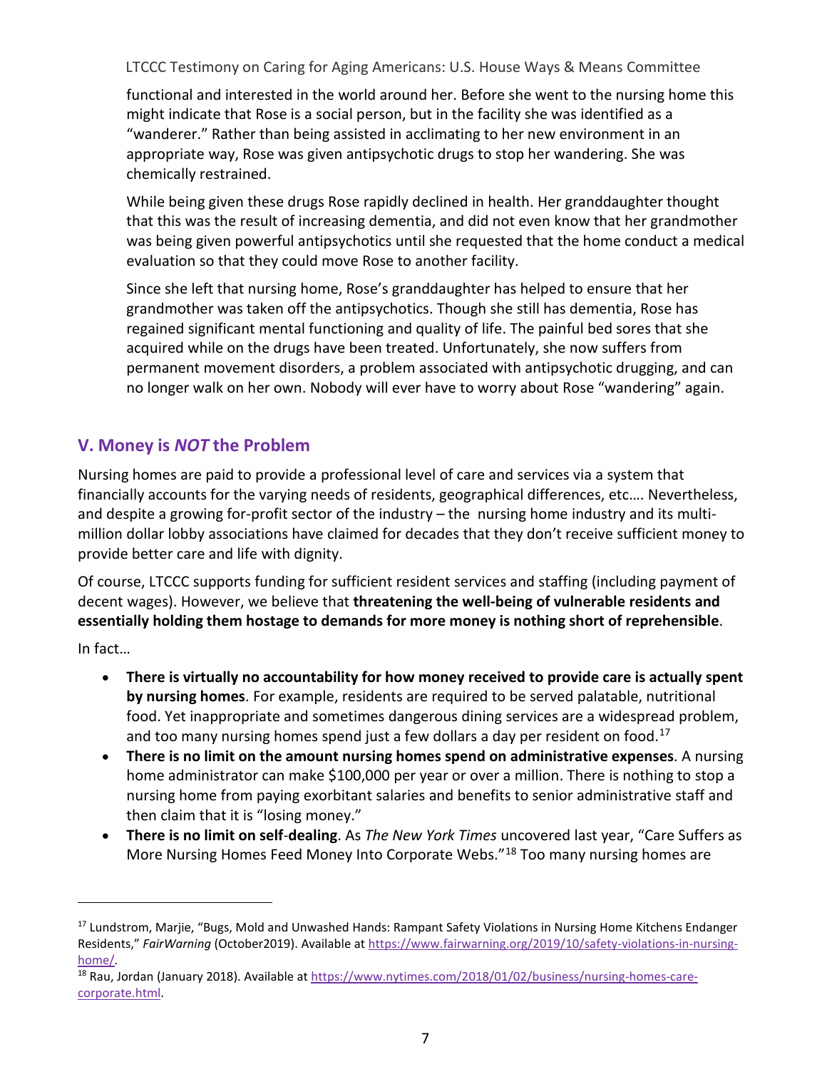functional and interested in the world around her. Before she went to the nursing home this might indicate that Rose is a social person, but in the facility she was identified as a "wanderer." Rather than being assisted in acclimating to her new environment in an appropriate way, Rose was given antipsychotic drugs to stop her wandering. She was chemically restrained.

While being given these drugs Rose rapidly declined in health. Her granddaughter thought that this was the result of increasing dementia, and did not even know that her grandmother was being given powerful antipsychotics until she requested that the home conduct a medical evaluation so that they could move Rose to another facility.

Since she left that nursing home, Rose's granddaughter has helped to ensure that her grandmother was taken off the antipsychotics. Though she still has dementia, Rose has regained significant mental functioning and quality of life. The painful bed sores that she acquired while on the drugs have been treated. Unfortunately, she now suffers from permanent movement disorders, a problem associated with antipsychotic drugging, and can no longer walk on her own. Nobody will ever have to worry about Rose "wandering" again.

## V. Money is *NOT* the Problem

Nursing homes are paid to provide a professional level of care and services via a system that financially accounts for the varying needs of residents, geographical differences, etc…. Nevertheless, and despite a growing for-profit sector of the industry – the nursing home industry and its multi-million dollar lobby associations have claimed for decades that they don't receive sufficient money to provide better care and life with dignity.

Of course, LTCCC supports funding for sufficient resident services and staffing (including payment of decent wages). However, we believe that **threatening the well-being of vulnerable residents and essentially holding them hostage to demands for more money is nothing short of reprehensible**.

In fact…

- **There is virtually no accountability for how money received to provide care is actually spent by nursing homes**. For example, residents are required to be served palatable, nutritional food. Yet inappropriate and sometimes dangerous dining services are a widespread problem, and too many nursing homes spend just a few dollars a day per resident on food.[17]
- **There is no limit on the amount nursing homes spend on administrative expenses**. A nursing home administrator can make $100,000 per year or over a million. There is nothing to stop a nursing home from paying exorbitant salaries and benefits to senior administrative staff and then claim that it is "losing money."
- **There is no limit on self-dealing**. As *The New York Times* uncovered last year, "Care Suffers as More Nursing Homes Feed Money Into Corporate Webs."[18] Too many nursing homes are

[17] Lundstrom, Marjie, "Bugs, Mold and Unwashed Hands: Rampant Safety Violations in Nursing Home Kitchens Endanger Residents," *FairWarning* (October2019). Available at https://www.fairwarning.org/2019/10/safety-violations-in-nursing-home/.

[18] Rau, Jordan (January 2018). Available at https://www.nytimes.com/2018/01/02/business/nursing-homes-care-corporate.html.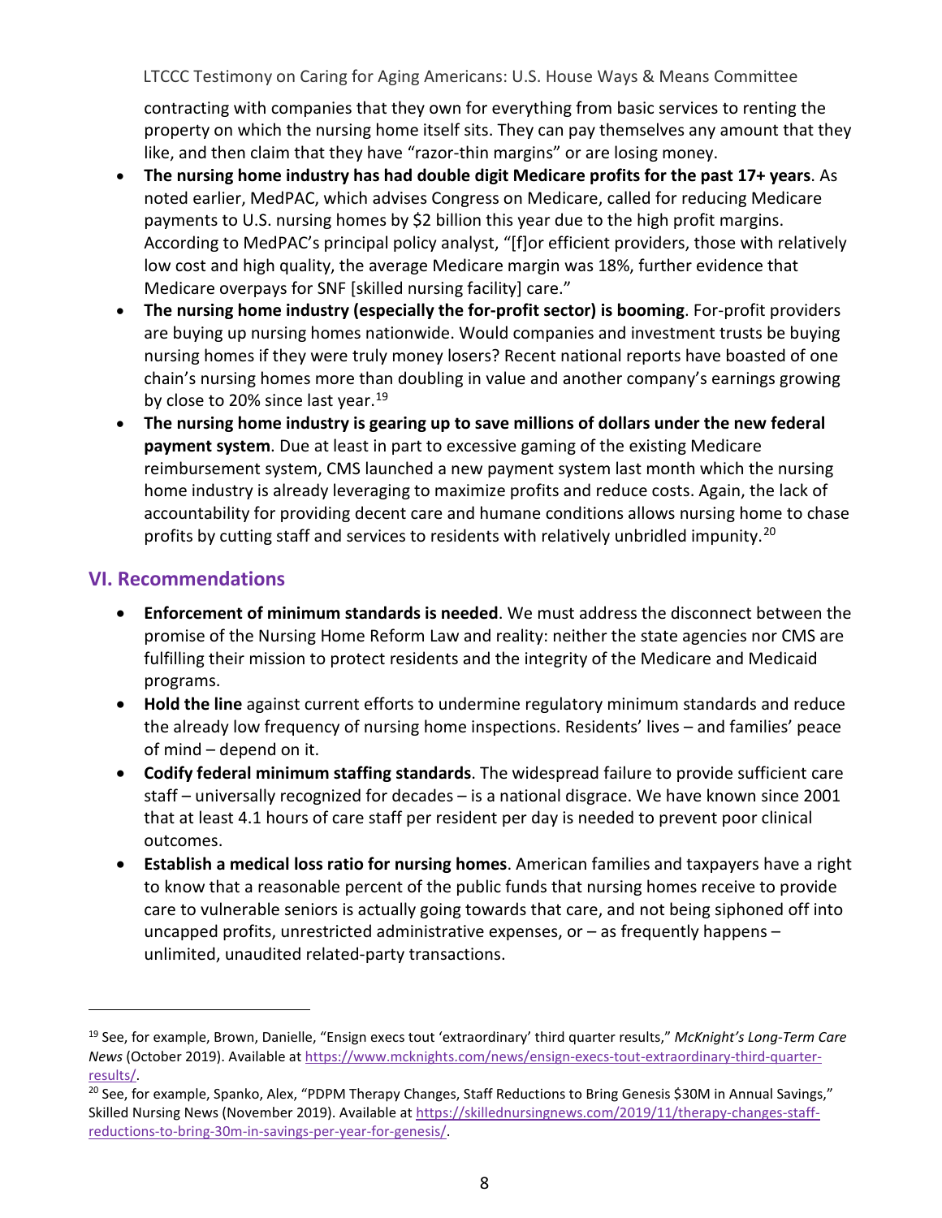contracting with companies that they own for everything from basic services to renting the property on which the nursing home itself sits. They can pay themselves any amount that they like, and then claim that they have "razor-thin margins" or are losing money.

- **The nursing home industry has had double digit Medicare profits for the past 17+ years**. As noted earlier, MedPAC, which advises Congress on Medicare, called for reducing Medicare payments to U.S. nursing homes by $2 billion this year due to the high profit margins. According to MedPAC's principal policy analyst, "[f]or efficient providers, those with relatively low cost and high quality, the average Medicare margin was 18%, further evidence that Medicare overpays for SNF [skilled nursing facility] care."
- **The nursing home industry (especially the for-profit sector) is booming**. For-profit providers are buying up nursing homes nationwide. Would companies and investment trusts be buying nursing homes if they were truly money losers? Recent national reports have boasted of one chain's nursing homes more than doubling in value and another company's earnings growing by close to 20% since last year.[19]
- **The nursing home industry is gearing up to save millions of dollars under the new federal payment system**. Due at least in part to excessive gaming of the existing Medicare reimbursement system, CMS launched a new payment system last month which the nursing home industry is already leveraging to maximize profits and reduce costs. Again, the lack of accountability for providing decent care and humane conditions allows nursing home to chase profits by cutting staff and services to residents with relatively unbridled impunity.[20]

## VI. Recommendations

- **Enforcement of minimum standards is needed**. We must address the disconnect between the promise of the Nursing Home Reform Law and reality: neither the state agencies nor CMS are fulfilling their mission to protect residents and the integrity of the Medicare and Medicaid programs.
- **Hold the line** against current efforts to undermine regulatory minimum standards and reduce the already low frequency of nursing home inspections. Residents' lives – and families' peace of mind – depend on it.
- **Codify federal minimum staffing standards**. The widespread failure to provide sufficient care staff – universally recognized for decades – is a national disgrace. We have known since 2001 that at least 4.1 hours of care staff per resident per day is needed to prevent poor clinical outcomes.
- **Establish a medical loss ratio for nursing homes**. American families and taxpayers have a right to know that a reasonable percent of the public funds that nursing homes receive to provide care to vulnerable seniors is actually going towards that care, and not being siphoned off into uncapped profits, unrestricted administrative expenses, or – as frequently happens – unlimited, unaudited related-party transactions.

---

[19] See, for example, Brown, Danielle, "Ensign execs tout 'extraordinary' third quarter results," *McKnight's Long-Term Care News* (October 2019). Available at https://www.mcknights.com/news/ensign-execs-tout-extraordinary-third-quarter-results/.

[20] See, for example, Spanko, Alex, "PDPM Therapy Changes, Staff Reductions to Bring Genesis $30M in Annual Savings," Skilled Nursing News (November 2019). Available at https://skillednursingnews.com/2019/11/therapy-changes-staff-reductions-to-bring-30m-in-savings-per-year-for-genesis/.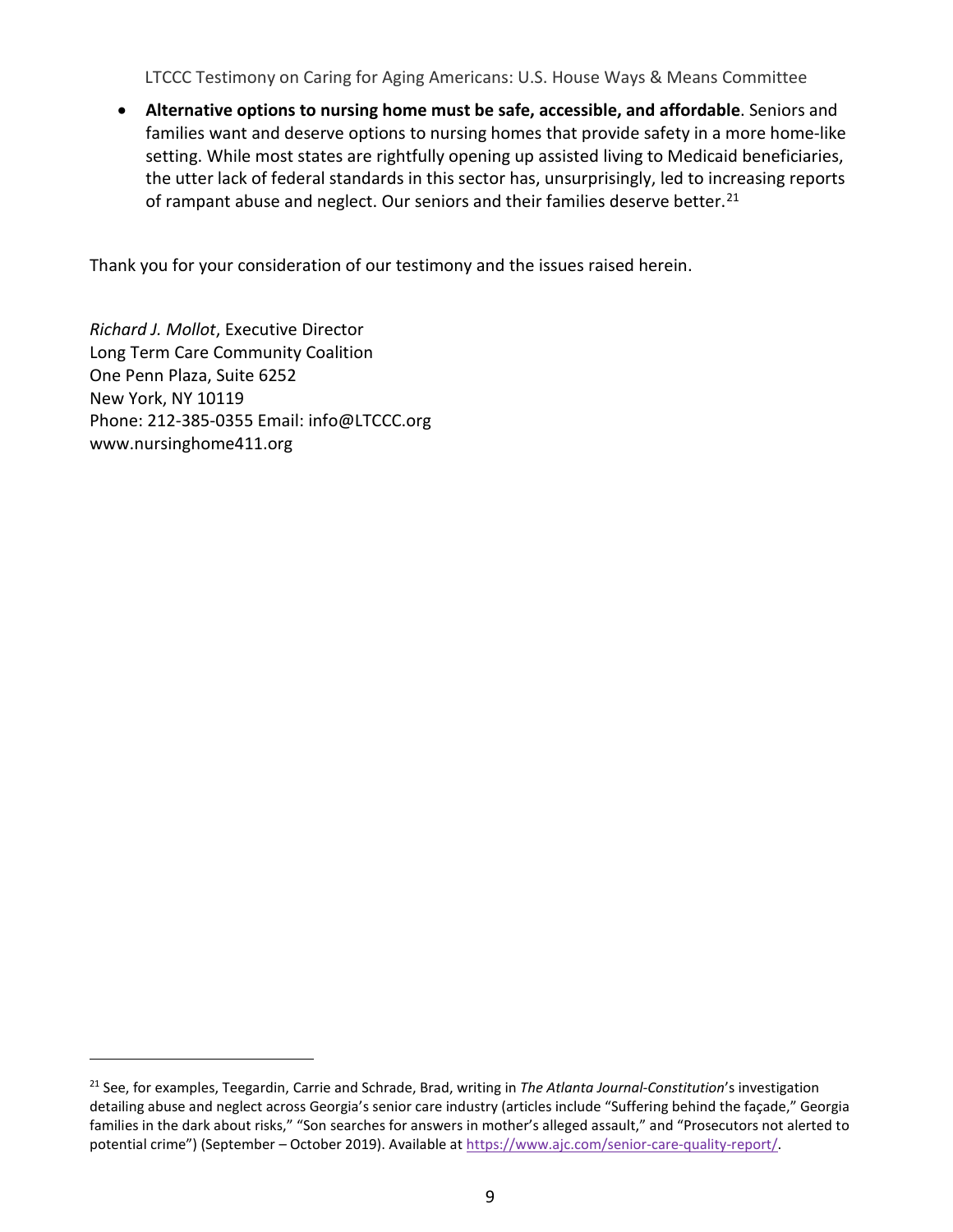- **Alternative options to nursing home must be safe, accessible, and affordable**. Seniors and families want and deserve options to nursing homes that provide safety in a more home-like setting. While most states are rightfully opening up assisted living to Medicaid beneficiaries, the utter lack of federal standards in this sector has, unsurprisingly, led to increasing reports of rampant abuse and neglect. Our seniors and their families deserve better.[21]

Thank you for your consideration of our testimony and the issues raised herein.

*Richard J. Mollot*, Executive Director
Long Term Care Community Coalition
One Penn Plaza, Suite 6252
New York, NY 10119
Phone: 212-385-0355 Email: info@LTCCC.org
www.nursinghome411.org

---

[21] See, for examples, Teegardin, Carrie and Schrade, Brad, writing in *The Atlanta Journal-Constitution*'s investigation detailing abuse and neglect across Georgia's senior care industry (articles include "Suffering behind the façade," Georgia families in the dark about risks," "Son searches for answers in mother's alleged assault," and "Prosecutors not alerted to potential crime") (September – October 2019). Available at https://www.ajc.com/senior-care-quality-report/.